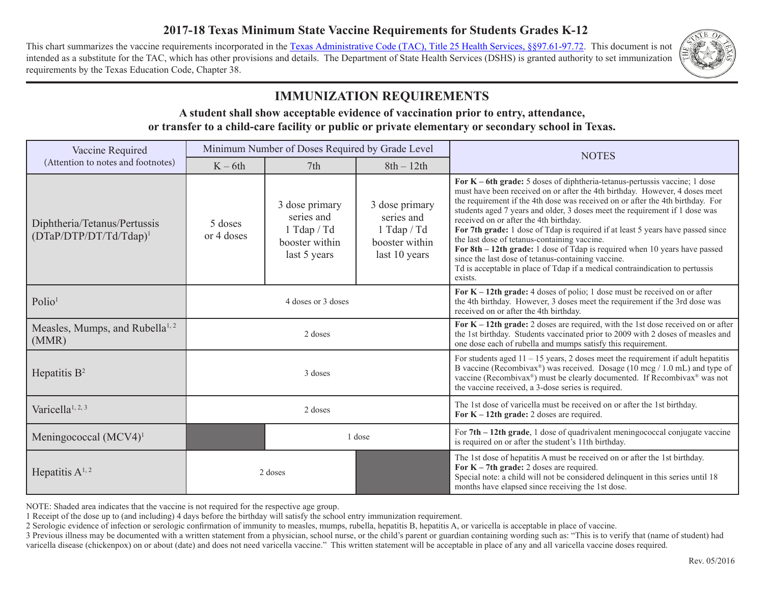# 2017-18 Texas Minimum State Vaccine Requirements for Students Grades K-12

This chart summarizes the vaccine requirements incorporated in the Texas Administrative Code (TAC), Title 25 Health Services, §§97.61-97.72. This document is not intended as a substitute for the TAC, which has other provisions and details. The Department of State Health Services (DSHS) is granted authority to set immunization requirements by the Texas Education Code, Chapter 38.

## IMMUNIZATION REQUIREMENTS

**A student shall show acceptable evidence of vaccination prior to entry, attendance, or transfer to a child-care facility or public or private elementary or secondary school in Texas.**

| Vaccine Required (Attention to notes and footnotes) | Minimum Number of Doses Required by Grade Level | | | NOTES |
|---|---|---|---|---|
| | K – 6th | 7th | 8th – 12th | |
| Diphtheria/Tetanus/Pertussis (DTaP/DTP/DT/Td/Tdap)[1] | 5 doses or 4 doses | 3 dose primary series and 1 Tdap / Td booster within last 5 years | 3 dose primary series and 1 Tdap / Td booster within last 10 years | **For K – 6th grade:** 5 doses of diphtheria-tetanus-pertussis vaccine; 1 dose must have been received on or after the 4th birthday. However, 4 doses meet the requirement if the 4th dose was received on or after the 4th birthday. For students aged 7 years and older, 3 doses meet the requirement if 1 dose was received on or after the 4th birthday. **For 7th grade:** 1 dose of Tdap is required if at least 5 years have passed since the last dose of tetanus-containing vaccine. **For 8th – 12th grade:** 1 dose of Tdap is required when 10 years have passed since the last dose of tetanus-containing vaccine. Td is acceptable in place of Tdap if a medical contraindication to pertussis exists. |
| Polio[1] | 4 doses or 3 doses | | | **For K – 12th grade:** 4 doses of polio; 1 dose must be received on or after the 4th birthday. However, 3 doses meet the requirement if the 3rd dose was received on or after the 4th birthday. |
| Measles, Mumps, and Rubella[1, 2] (MMR) | 2 doses | | | **For K – 12th grade:** 2 doses are required, with the 1st dose received on or after the 1st birthday. Students vaccinated prior to 2009 with 2 doses of measles and one dose each of rubella and mumps satisfy this requirement. |
| Hepatitis B[2] | 3 doses | | | For students aged 11 – 15 years, 2 doses meet the requirement if adult hepatitis B vaccine (Recombivax®) was received. Dosage (10 mcg / 1.0 mL) and type of vaccine (Recombivax®) must be clearly documented. If Recombivax® was not the vaccine received, a 3-dose series is required. |
| Varicella[1, 2, 3] | 2 doses | | | The 1st dose of varicella must be received on or after the 1st birthday. **For K – 12th grade:** 2 doses are required. |
| Meningococcal (MCV4)[1] | (not required) | 1 dose | | For **7th – 12th grade**, 1 dose of quadrivalent meningococcal conjugate vaccine is required on or after the student's 11th birthday. |
| Hepatitis A[1, 2] | 2 doses | | (not required) | The 1st dose of hepatitis A must be received on or after the 1st birthday. **For K – 7th grade:** 2 doses are required. Special note: a child will not be considered delinquent in this series until 18 months have elapsed since receiving the 1st dose. |

NOTE: Shaded area indicates that the vaccine is not required for the respective age group.

1 Receipt of the dose up to (and including) 4 days before the birthday will satisfy the school entry immunization requirement.

2 Serologic evidence of infection or serologic confirmation of immunity to measles, mumps, rubella, hepatitis B, hepatitis A, or varicella is acceptable in place of vaccine.

3 Previous illness may be documented with a written statement from a physician, school nurse, or the child's parent or guardian containing wording such as: "This is to verify that (name of student) had varicella disease (chickenpox) on or about (date) and does not need varicella vaccine." This written statement will be acceptable in place of any and all varicella vaccine doses required.

Rev. 05/2016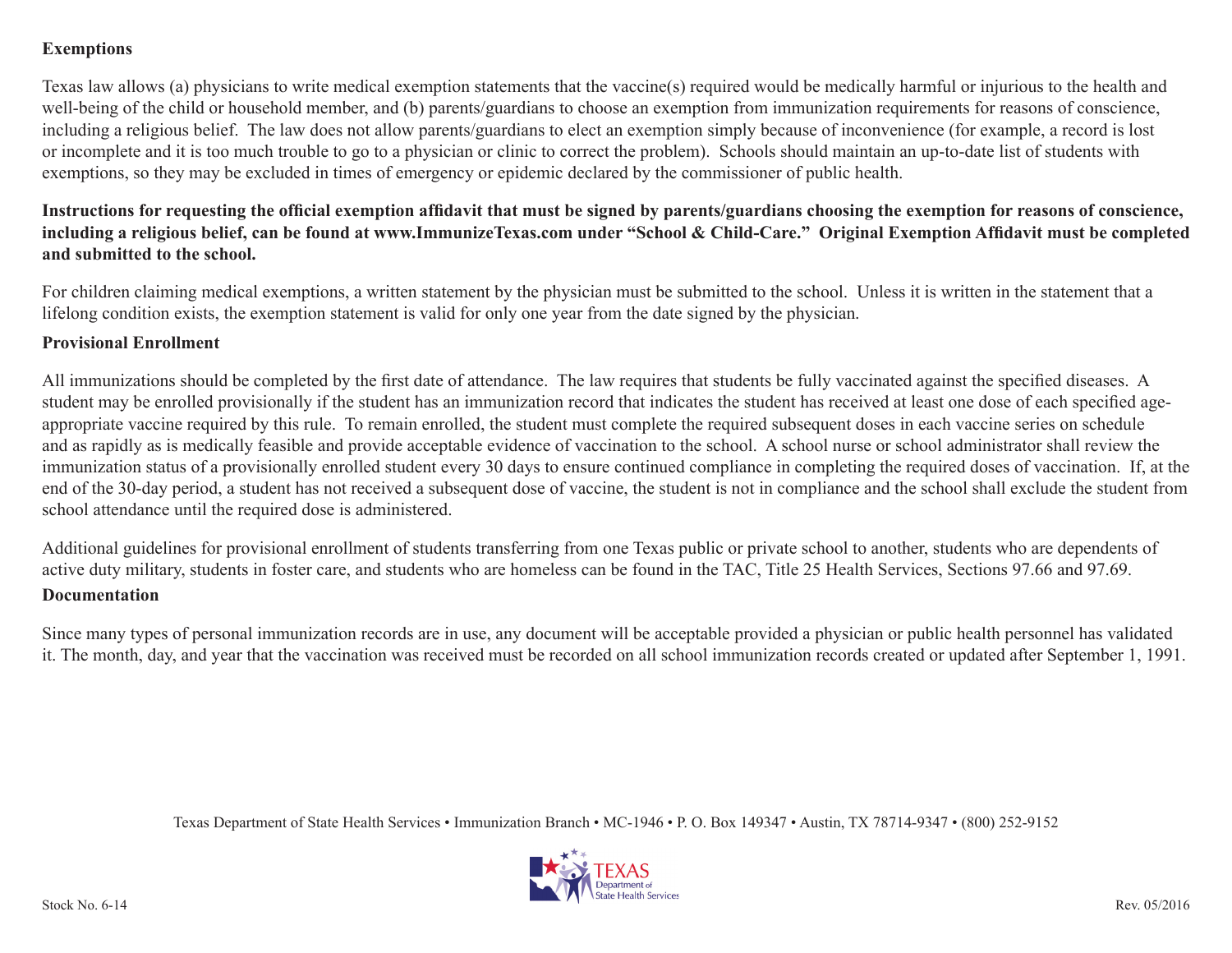## Exemptions

Texas law allows (a) physicians to write medical exemption statements that the vaccine(s) required would be medically harmful or injurious to the health and well-being of the child or household member, and (b) parents/guardians to choose an exemption from immunization requirements for reasons of conscience, including a religious belief. The law does not allow parents/guardians to elect an exemption simply because of inconvenience (for example, a record is lost or incomplete and it is too much trouble to go to a physician or clinic to correct the problem). Schools should maintain an up-to-date list of students with exemptions, so they may be excluded in times of emergency or epidemic declared by the commissioner of public health.

**Instructions for requesting the official exemption affidavit that must be signed by parents/guardians choosing the exemption for reasons of conscience, including a religious belief, can be found at www.ImmunizeTexas.com under "School & Child-Care." Original Exemption Affidavit must be completed and submitted to the school.**

For children claiming medical exemptions, a written statement by the physician must be submitted to the school. Unless it is written in the statement that a lifelong condition exists, the exemption statement is valid for only one year from the date signed by the physician.

## Provisional Enrollment

All immunizations should be completed by the first date of attendance. The law requires that students be fully vaccinated against the specified diseases. A student may be enrolled provisionally if the student has an immunization record that indicates the student has received at least one dose of each specified age-appropriate vaccine required by this rule. To remain enrolled, the student must complete the required subsequent doses in each vaccine series on schedule and as rapidly as is medically feasible and provide acceptable evidence of vaccination to the school. A school nurse or school administrator shall review the immunization status of a provisionally enrolled student every 30 days to ensure continued compliance in completing the required doses of vaccination. If, at the end of the 30-day period, a student has not received a subsequent dose of vaccine, the student is not in compliance and the school shall exclude the student from school attendance until the required dose is administered.

Additional guidelines for provisional enrollment of students transferring from one Texas public or private school to another, students who are dependents of active duty military, students in foster care, and students who are homeless can be found in the TAC, Title 25 Health Services, Sections 97.66 and 97.69.

## Documentation

Since many types of personal immunization records are in use, any document will be acceptable provided a physician or public health personnel has validated it. The month, day, and year that the vaccination was received must be recorded on all school immunization records created or updated after September 1, 1991.

Texas Department of State Health Services • Immunization Branch • MC-1946 • P. O. Box 149347 • Austin, TX 78714-9347 • (800) 252-9152

TEXAS Department of State Health Services

Stock No. 6-14

Rev. 05/2016